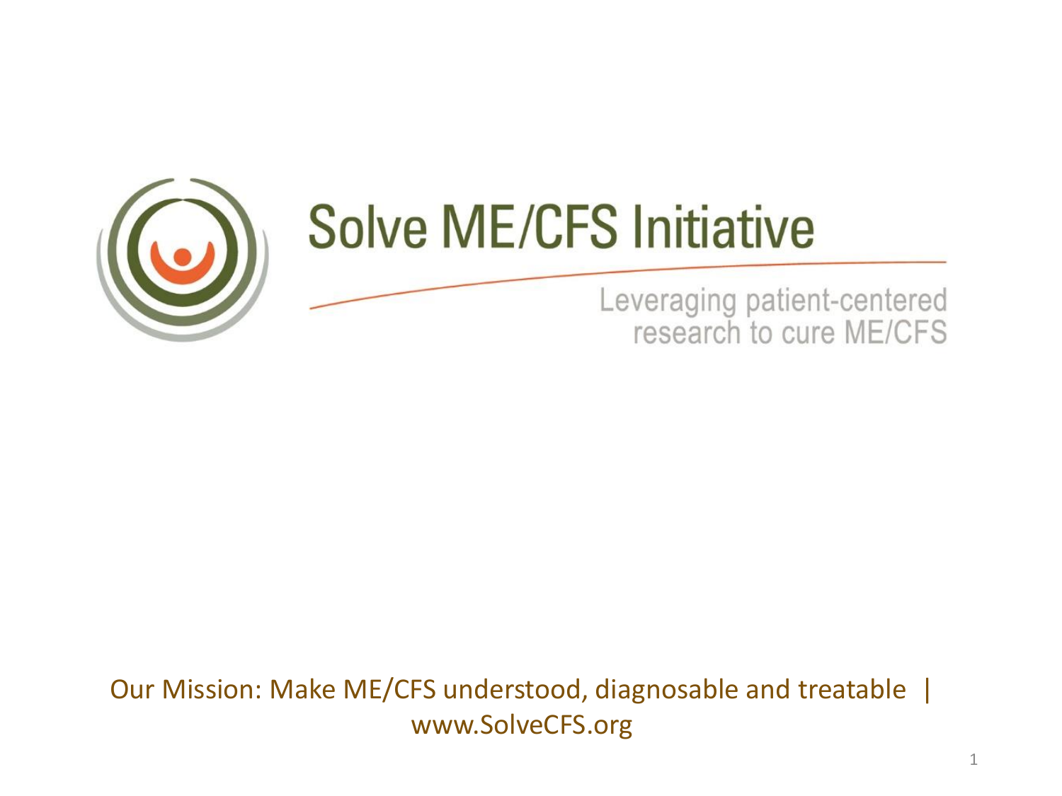# Solve ME/CFS Initiative

Leveraging patient-centered research to cure ME/CFS

Our Mission: Make ME/CFS understood, diagnosable and treatable | www.SolveCFS.org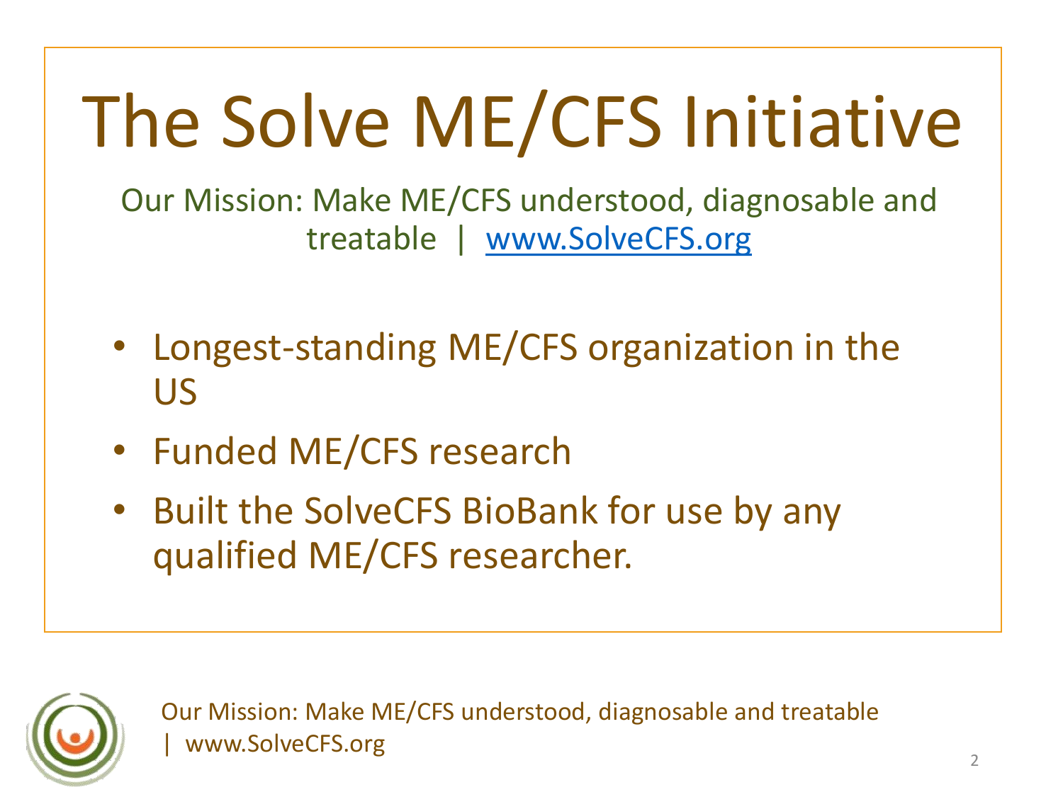# The Solve ME/CFS Initiative

Our Mission: Make ME/CFS understood, diagnosable and treatable | www.SolveCFS.org

- Longest-standing ME/CFS organization in the US
- Funded ME/CFS research
- Built the SolveCFS BioBank for use by any qualified ME/CFS researcher.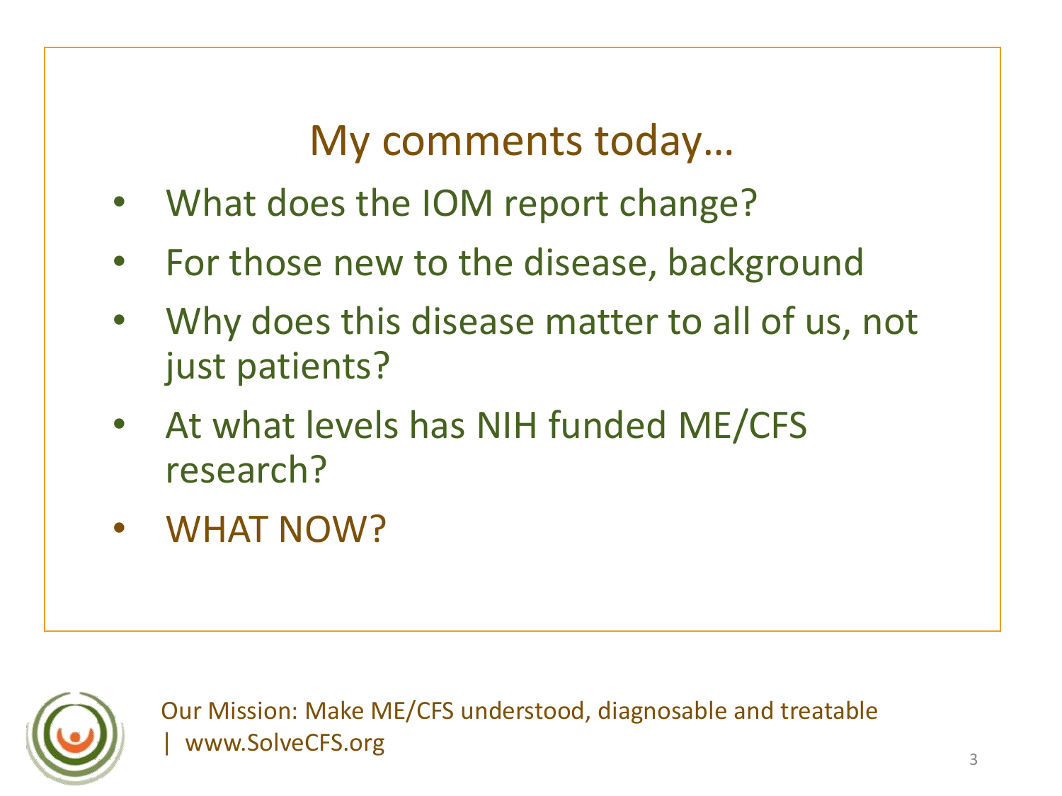## My comments today…

- What does the IOM report change?
- For those new to the disease, background
- Why does this disease matter to all of us, not just patients?
- At what levels has NIH funded ME/CFS research?
- WHAT NOW?

Our Mission: Make ME/CFS understood, diagnosable and treatable | www.SolveCFS.org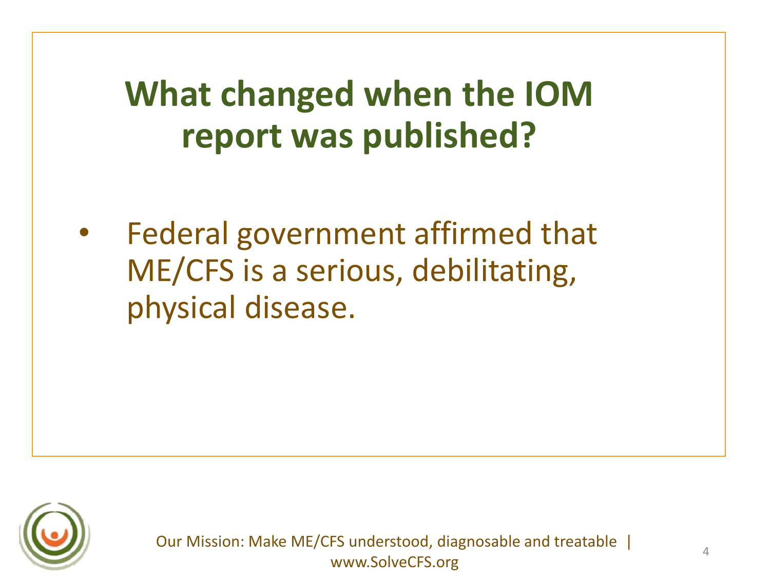# What changed when the IOM report was published?

- Federal government affirmed that ME/CFS is a serious, debilitating, physical disease.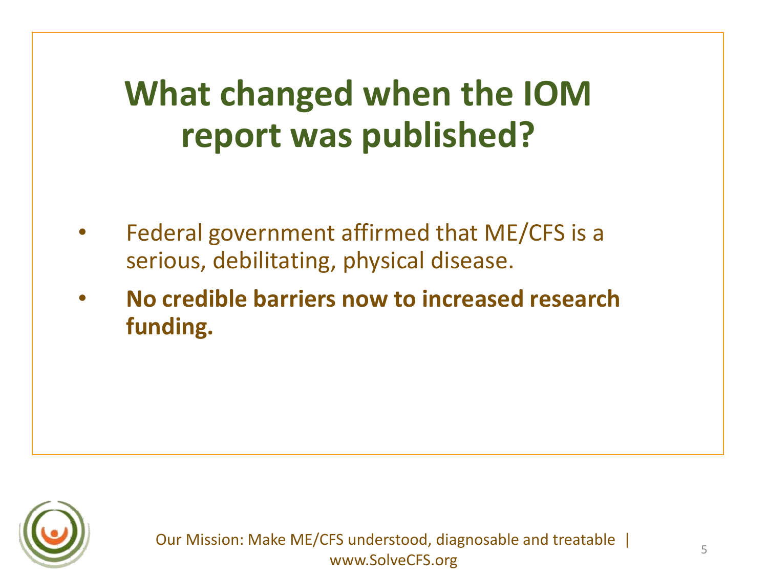# What changed when the IOM report was published?

- Federal government affirmed that ME/CFS is a serious, debilitating, physical disease.
- **No credible barriers now to increased research funding.**

Our Mission: Make ME/CFS understood, diagnosable and treatable | www.SolveCFS.org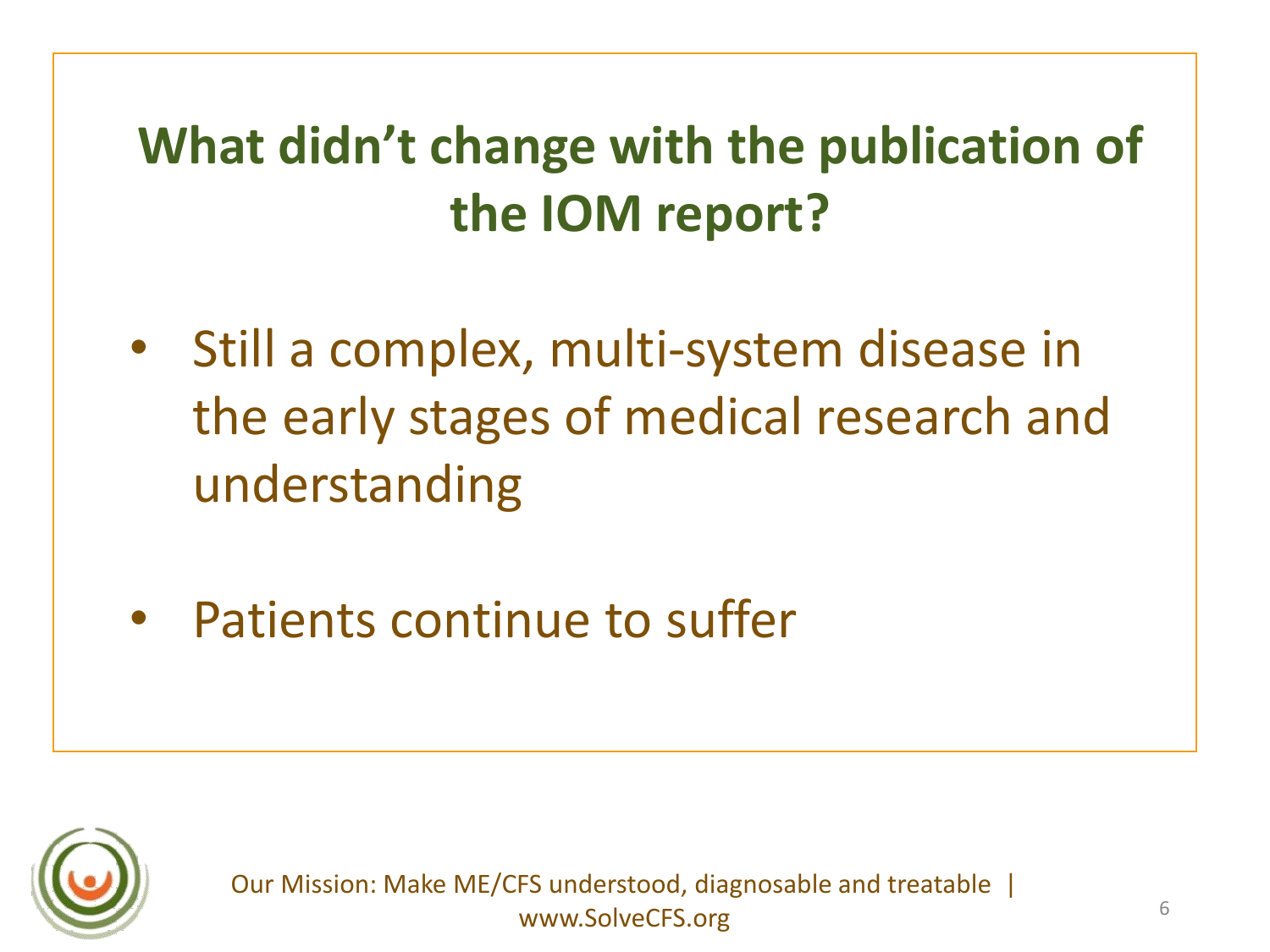# What didn't change with the publication of the IOM report?

- Still a complex, multi-system disease in the early stages of medical research and understanding
- Patients continue to suffer

Our Mission: Make ME/CFS understood, diagnosable and treatable | www.SolveCFS.org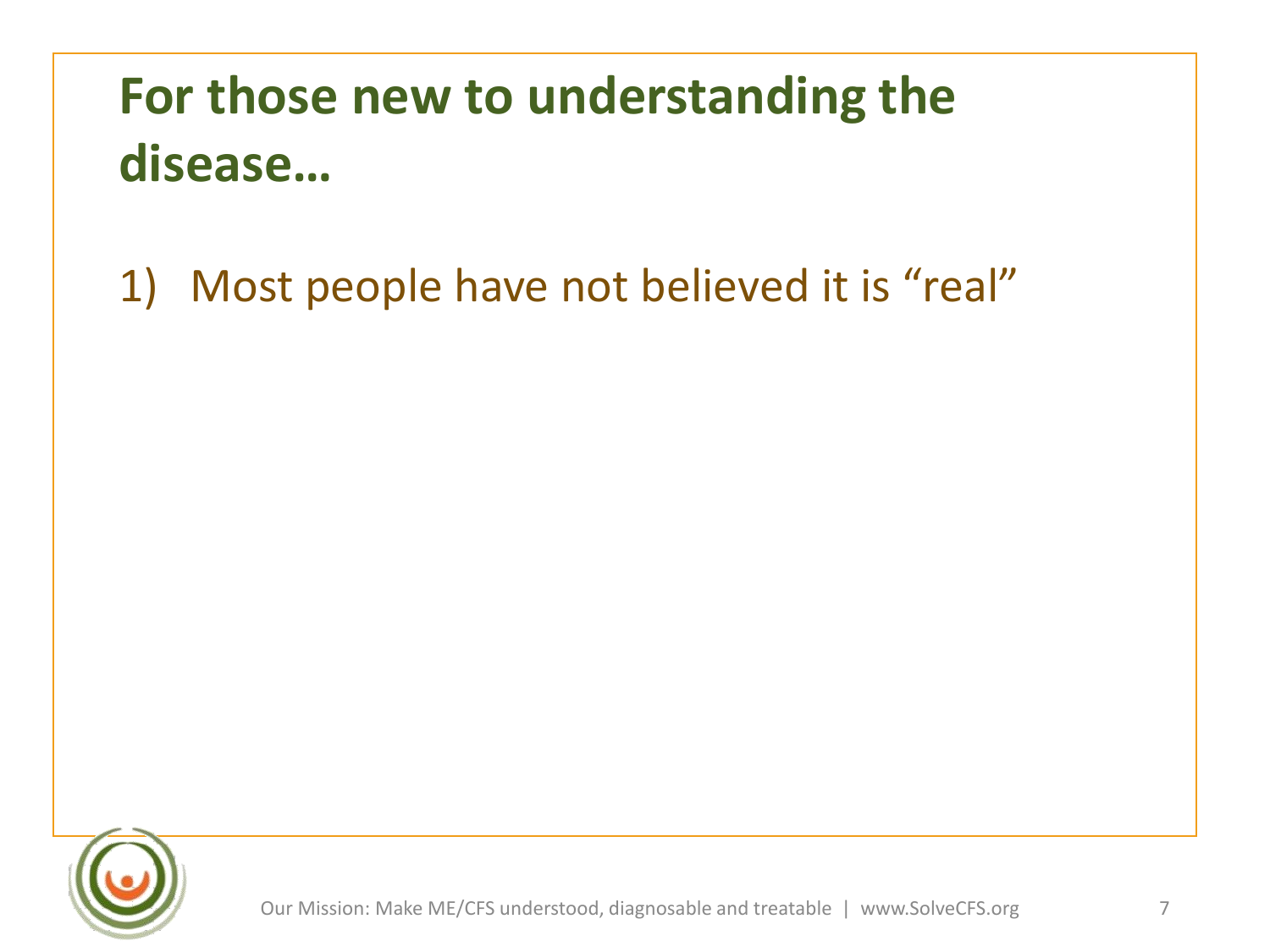# For those new to understanding the disease…

1) Most people have not believed it is “real”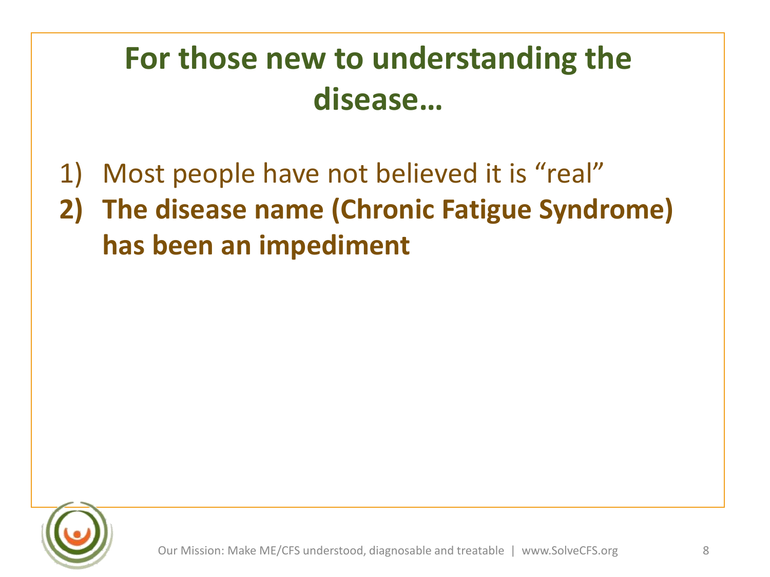# For those new to understanding the disease…

1) Most people have not believed it is "real"
2) **The disease name (Chronic Fatigue Syndrome) has been an impediment**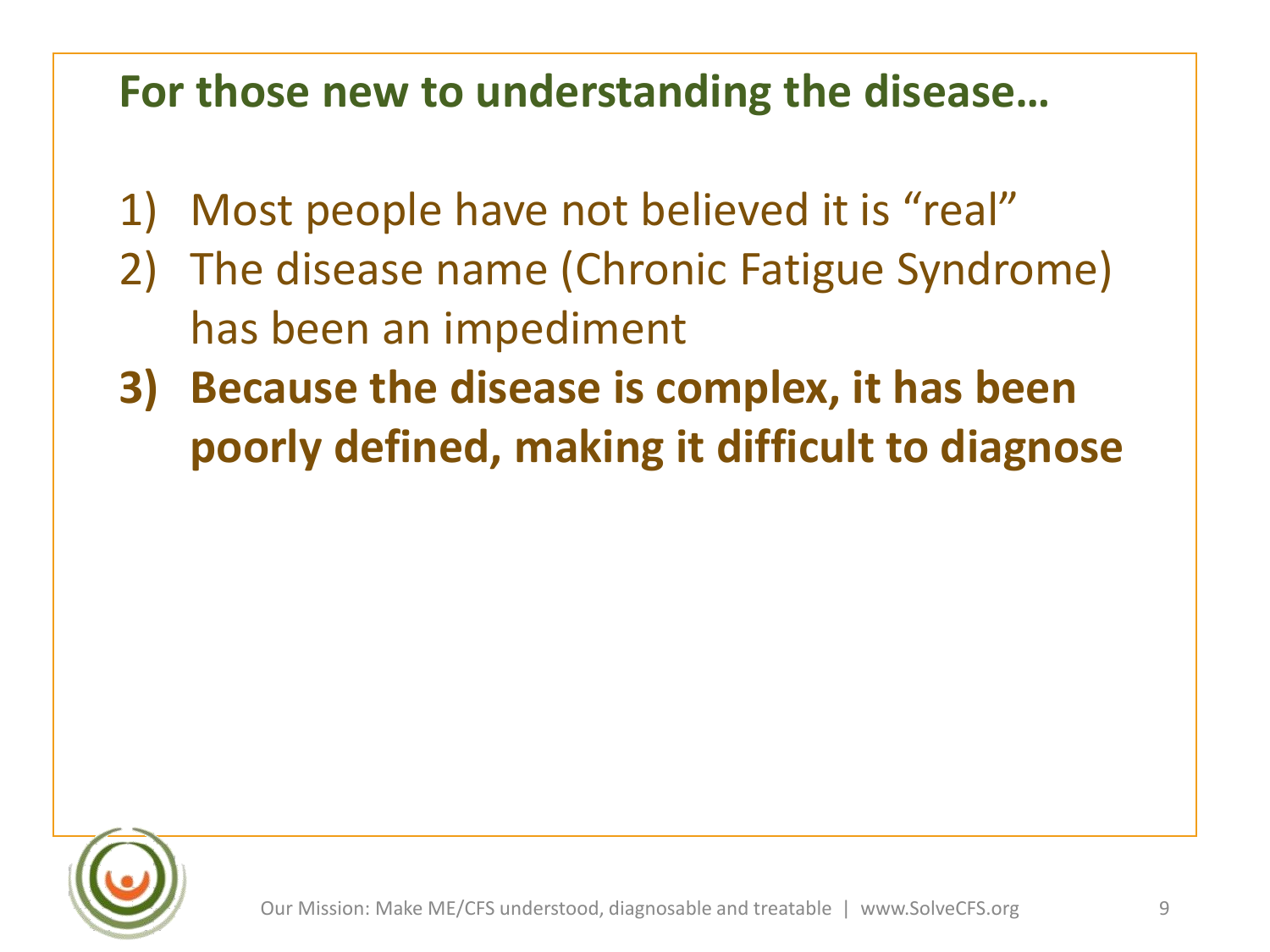## For those new to understanding the disease…

1) Most people have not believed it is "real"
2) The disease name (Chronic Fatigue Syndrome) has been an impediment
3) **Because the disease is complex, it has been poorly defined, making it difficult to diagnose**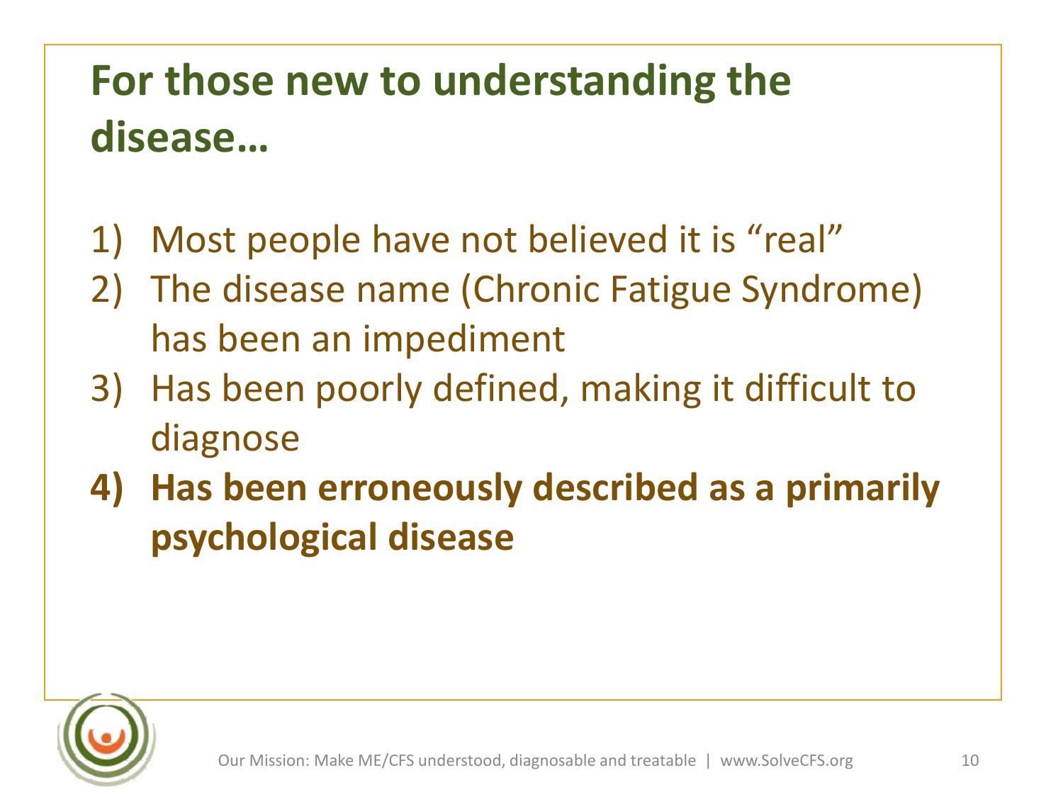# For those new to understanding the disease…

1) Most people have not believed it is "real"
2) The disease name (Chronic Fatigue Syndrome) has been an impediment
3) Has been poorly defined, making it difficult to diagnose
4) **Has been erroneously described as a primarily psychological disease**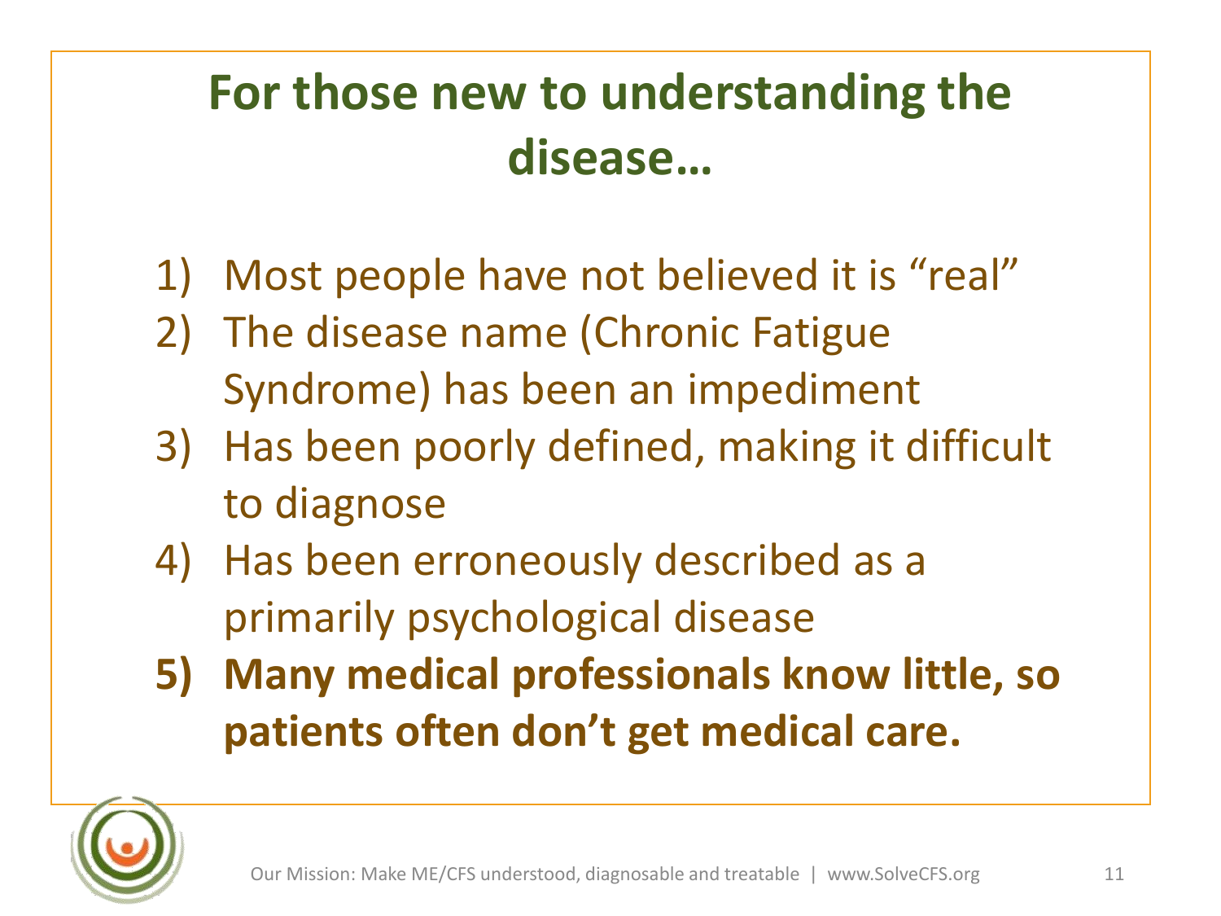# For those new to understanding the disease…

1) Most people have not believed it is “real”
2) The disease name (Chronic Fatigue Syndrome) has been an impediment
3) Has been poorly defined, making it difficult to diagnose
4) Has been erroneously described as a primarily psychological disease
5) **Many medical professionals know little, so patients often don’t get medical care.**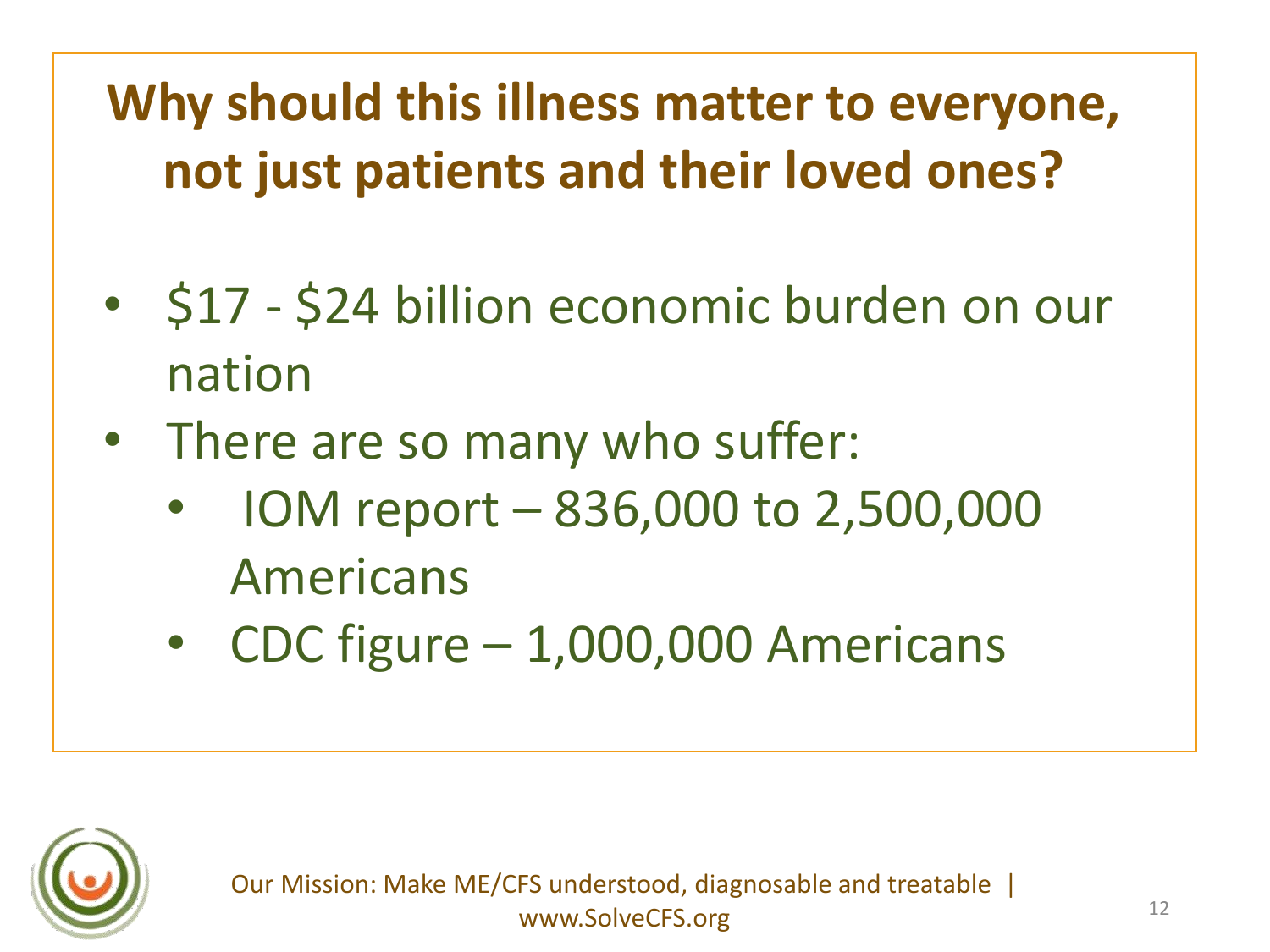# Why should this illness matter to everyone, not just patients and their loved ones?

- $17 - $24 billion economic burden on our nation
- There are so many who suffer:
  - IOM report – 836,000 to 2,500,000 Americans
  - CDC figure – 1,000,000 Americans

Our Mission: Make ME/CFS understood, diagnosable and treatable | www.SolveCFS.org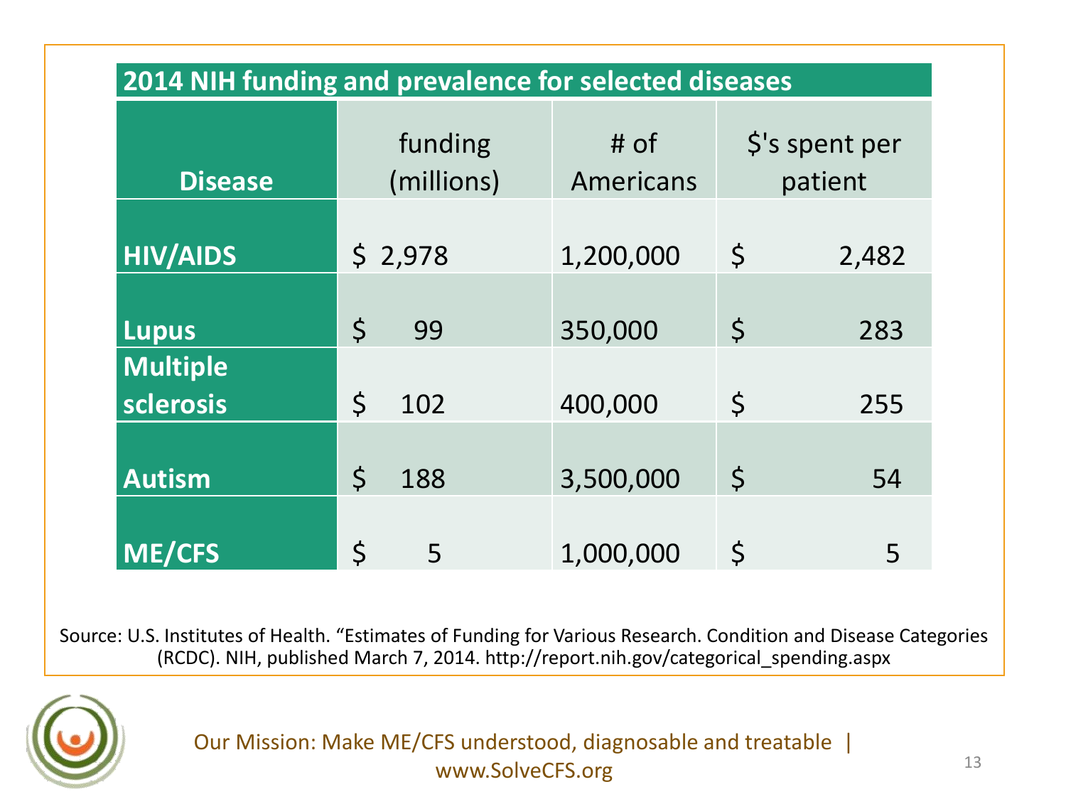## 2014 NIH funding and prevalence for selected diseases

| Disease | funding (millions) | # of Americans | $'s spent per patient |
|---|---|---|---|
| HIV/AIDS | $ 2,978 | 1,200,000 | $ 2,482 |
| Lupus | $ 99 | 350,000 | $ 283 |
| Multiple sclerosis | $ 102 | 400,000 | $ 255 |
| Autism | $ 188 | 3,500,000 | $ 54 |
| ME/CFS | $ 5 | 1,000,000 | $ 5 |

Source: U.S. Institutes of Health. "Estimates of Funding for Various Research. Condition and Disease Categories (RCDC). NIH, published March 7, 2014. http://report.nih.gov/categorical_spending.aspx

Our Mission: Make ME/CFS understood, diagnosable and treatable | www.SolveCFS.org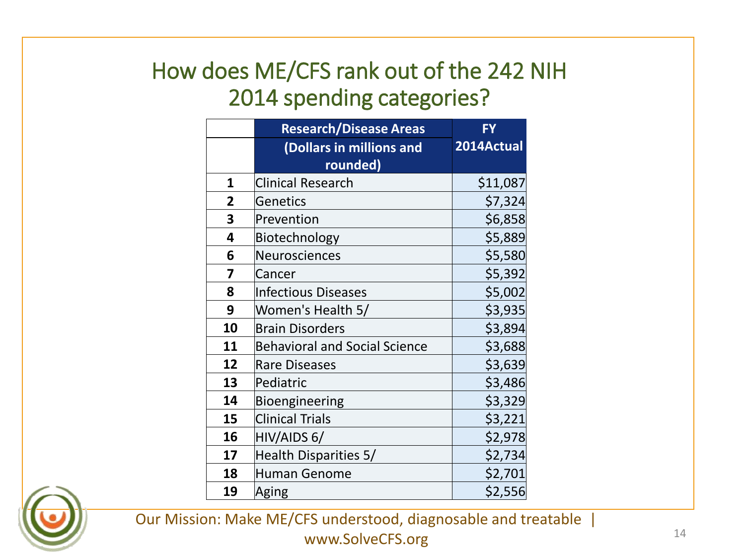# How does ME/CFS rank out of the 242 NIH 2014 spending categories?

| | Research/Disease Areas (Dollars in millions and rounded) | FY 2014Actual |
|---|---|---|
| 1 | Clinical Research | $11,087 |
| 2 | Genetics | $7,324 |
| 3 | Prevention | $6,858 |
| 4 | Biotechnology | $5,889 |
| 6 | Neurosciences | $5,580 |
| 7 | Cancer | $5,392 |
| 8 | Infectious Diseases | $5,002 |
| 9 | Women's Health 5/ | $3,935 |
| 10 | Brain Disorders | $3,894 |
| 11 | Behavioral and Social Science | $3,688 |
| 12 | Rare Diseases | $3,639 |
| 13 | Pediatric | $3,486 |
| 14 | Bioengineering | $3,329 |
| 15 | Clinical Trials | $3,221 |
| 16 | HIV/AIDS 6/ | $2,978 |
| 17 | Health Disparities 5/ | $2,734 |
| 18 | Human Genome | $2,701 |
| 19 | Aging | $2,556 |

Our Mission: Make ME/CFS understood, diagnosable and treatable | www.SolveCFS.org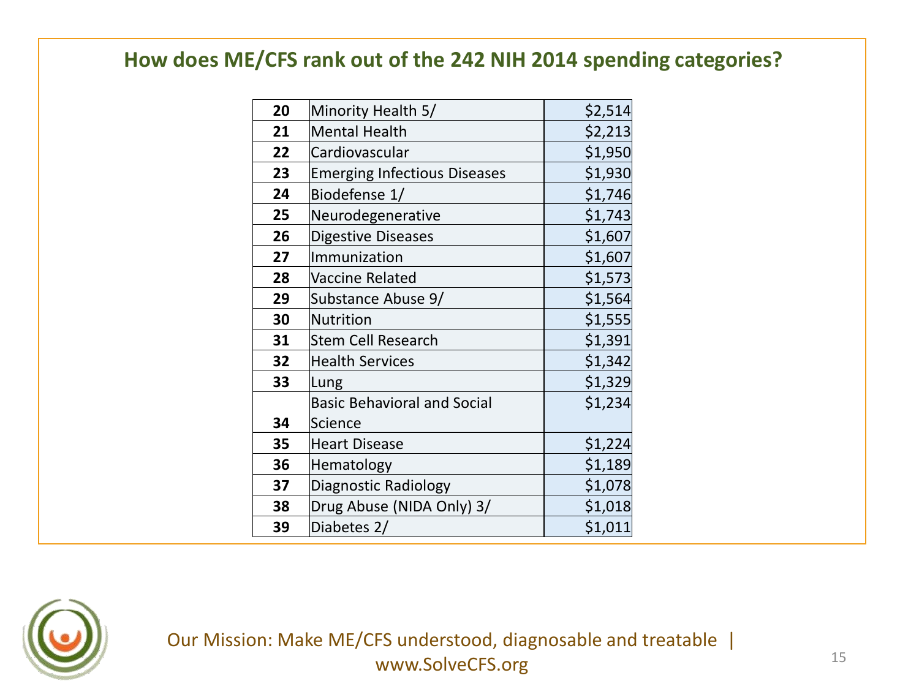## How does ME/CFS rank out of the 242 NIH 2014 spending categories?

| | | |
|---|---|---|
| **20** | Minority Health 5/ | $2,514 |
| **21** | Mental Health | $2,213 |
| **22** | Cardiovascular | $1,950 |
| **23** | Emerging Infectious Diseases | $1,930 |
| **24** | Biodefense 1/ | $1,746 |
| **25** | Neurodegenerative | $1,743 |
| **26** | Digestive Diseases | $1,607 |
| **27** | Immunization | $1,607 |
| **28** | Vaccine Related | $1,573 |
| **29** | Substance Abuse 9/ | $1,564 |
| **30** | Nutrition | $1,555 |
| **31** | Stem Cell Research | $1,391 |
| **32** | Health Services | $1,342 |
| **33** | Lung | $1,329 |
| **34** | Basic Behavioral and Social Science | $1,234 |
| **35** | Heart Disease | $1,224 |
| **36** | Hematology | $1,189 |
| **37** | Diagnostic Radiology | $1,078 |
| **38** | Drug Abuse (NIDA Only) 3/ | $1,018 |
| **39** | Diabetes 2/ | $1,011 |

Our Mission: Make ME/CFS understood, diagnosable and treatable | www.SolveCFS.org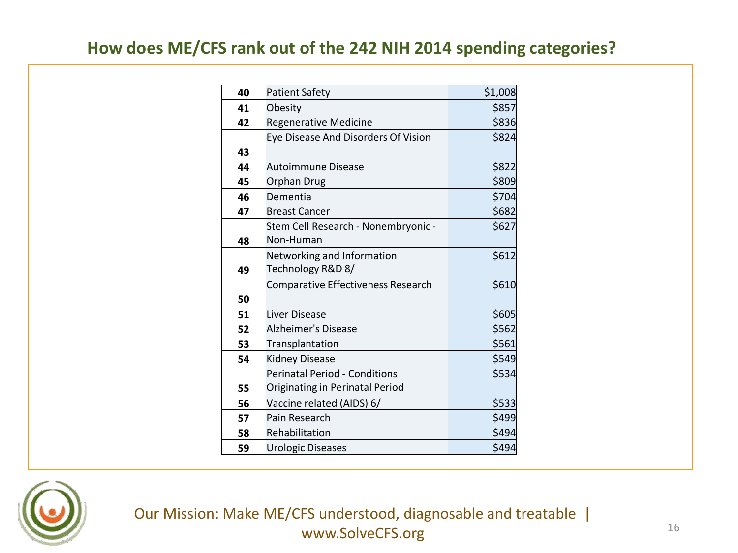## How does ME/CFS rank out of the 242 NIH 2014 spending categories?

| Rank | Category | Amount |
|---|---|---|
| 40 | Patient Safety | $1,008 |
| 41 | Obesity | $857 |
| 42 | Regenerative Medicine | $836 |
| 43 | Eye Disease And Disorders Of Vision | $824 |
| 44 | Autoimmune Disease | $822 |
| 45 | Orphan Drug | $809 |
| 46 | Dementia | $704 |
| 47 | Breast Cancer | $682 |
| 48 | Stem Cell Research - Nonembryonic - Non-Human | $627 |
| 49 | Networking and Information Technology R&D 8/ | $612 |
| 50 | Comparative Effectiveness Research | $610 |
| 51 | Liver Disease | $605 |
| 52 | Alzheimer's Disease | $562 |
| 53 | Transplantation | $561 |
| 54 | Kidney Disease | $549 |
| 55 | Perinatal Period - Conditions Originating in Perinatal Period | $534 |
| 56 | Vaccine related (AIDS) 6/ | $533 |
| 57 | Pain Research | $499 |
| 58 | Rehabilitation | $494 |
| 59 | Urologic Diseases | $494 |

Our Mission: Make ME/CFS understood, diagnosable and treatable | www.SolveCFS.org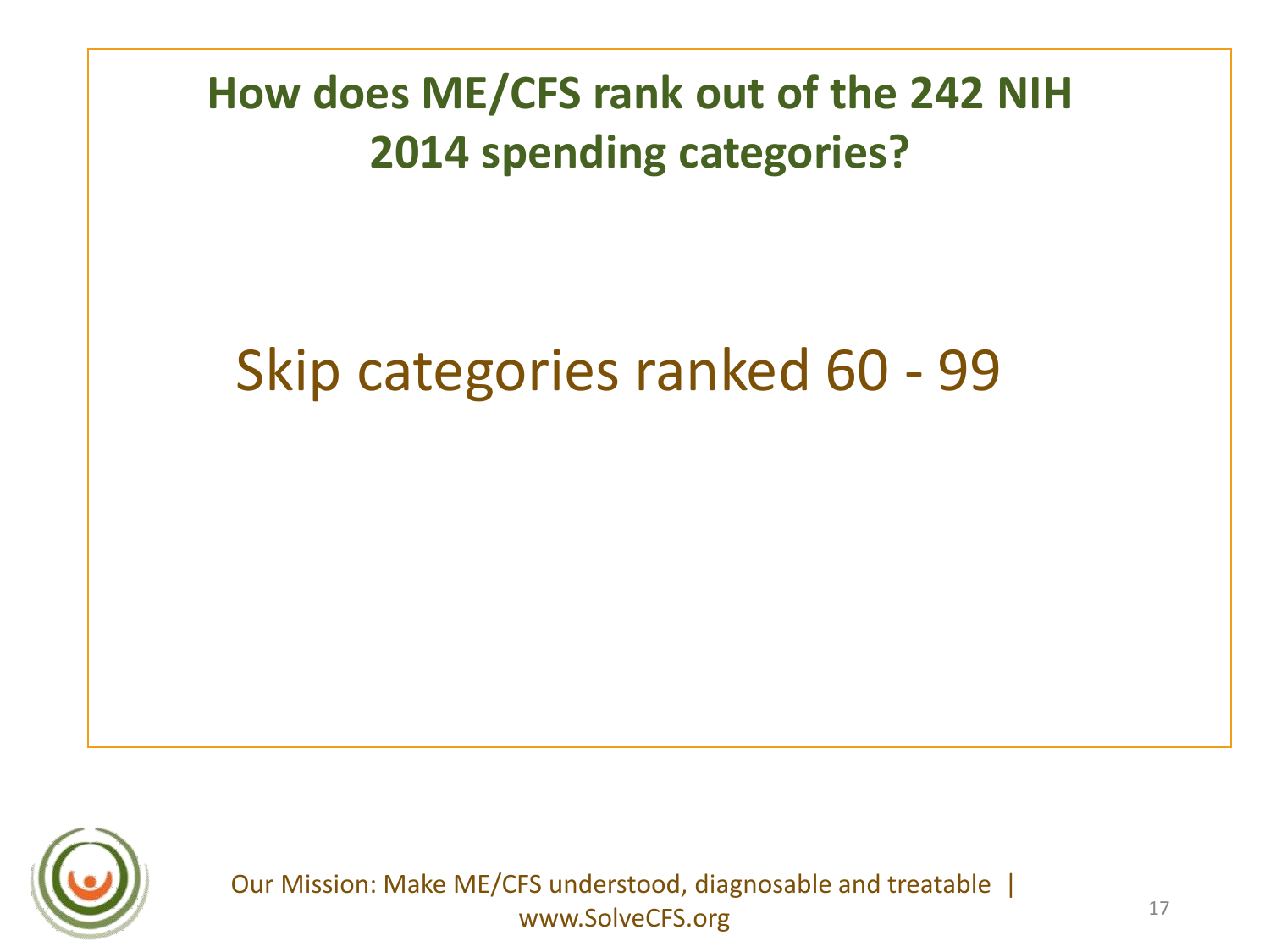# How does ME/CFS rank out of the 242 NIH 2014 spending categories?

Skip categories ranked 60 - 99

Our Mission: Make ME/CFS understood, diagnosable and treatable | www.SolveCFS.org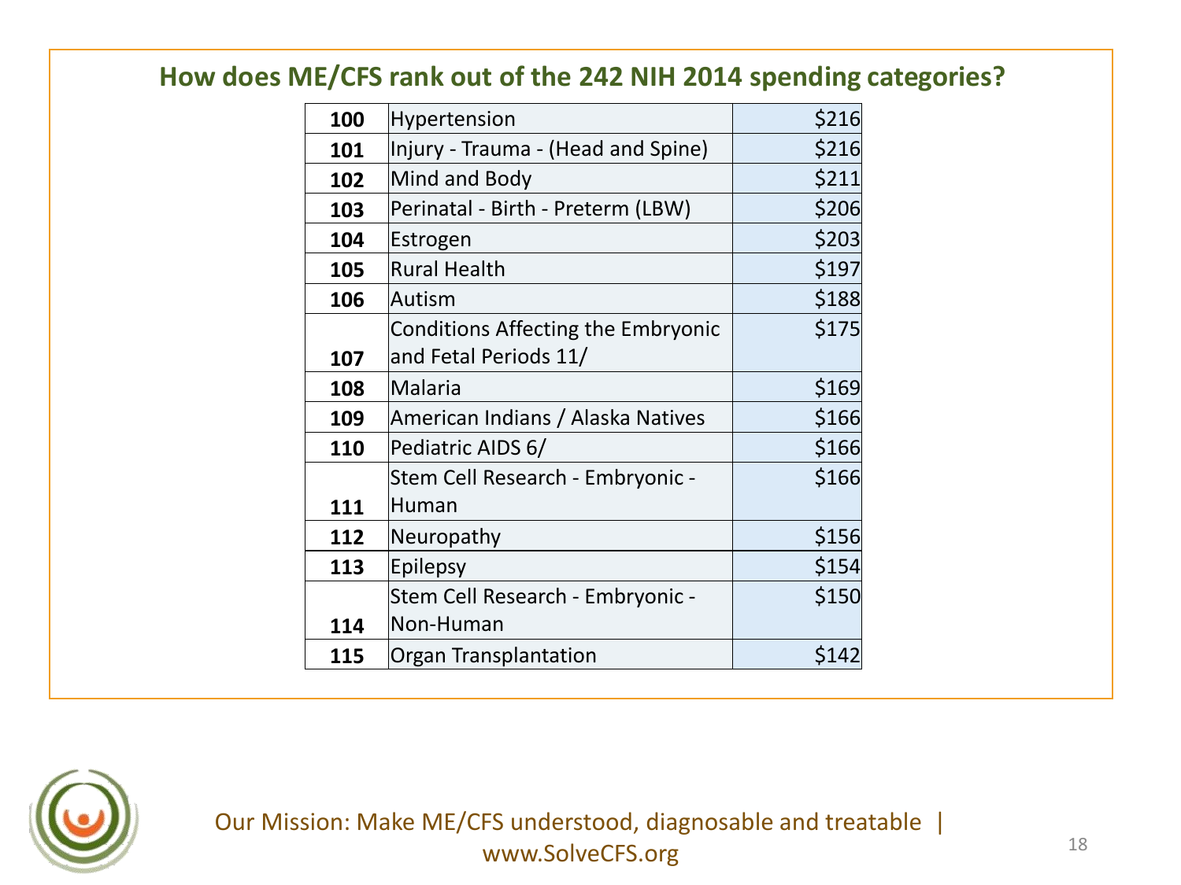## How does ME/CFS rank out of the 242 NIH 2014 spending categories?

| | | |
|---|---|---|
| **100** | Hypertension | $216 |
| **101** | Injury - Trauma - (Head and Spine) | $216 |
| **102** | Mind and Body | $211 |
| **103** | Perinatal - Birth - Preterm (LBW) | $206 |
| **104** | Estrogen | $203 |
| **105** | Rural Health | $197 |
| **106** | Autism | $188 |
| **107** | Conditions Affecting the Embryonic and Fetal Periods 11/ | $175 |
| **108** | Malaria | $169 |
| **109** | American Indians / Alaska Natives | $166 |
| **110** | Pediatric AIDS 6/ | $166 |
| **111** | Stem Cell Research - Embryonic - Human | $166 |
| **112** | Neuropathy | $156 |
| **113** | Epilepsy | $154 |
| **114** | Stem Cell Research - Embryonic - Non-Human | $150 |
| **115** | Organ Transplantation | $142 |

Our Mission: Make ME/CFS understood, diagnosable and treatable | www.SolveCFS.org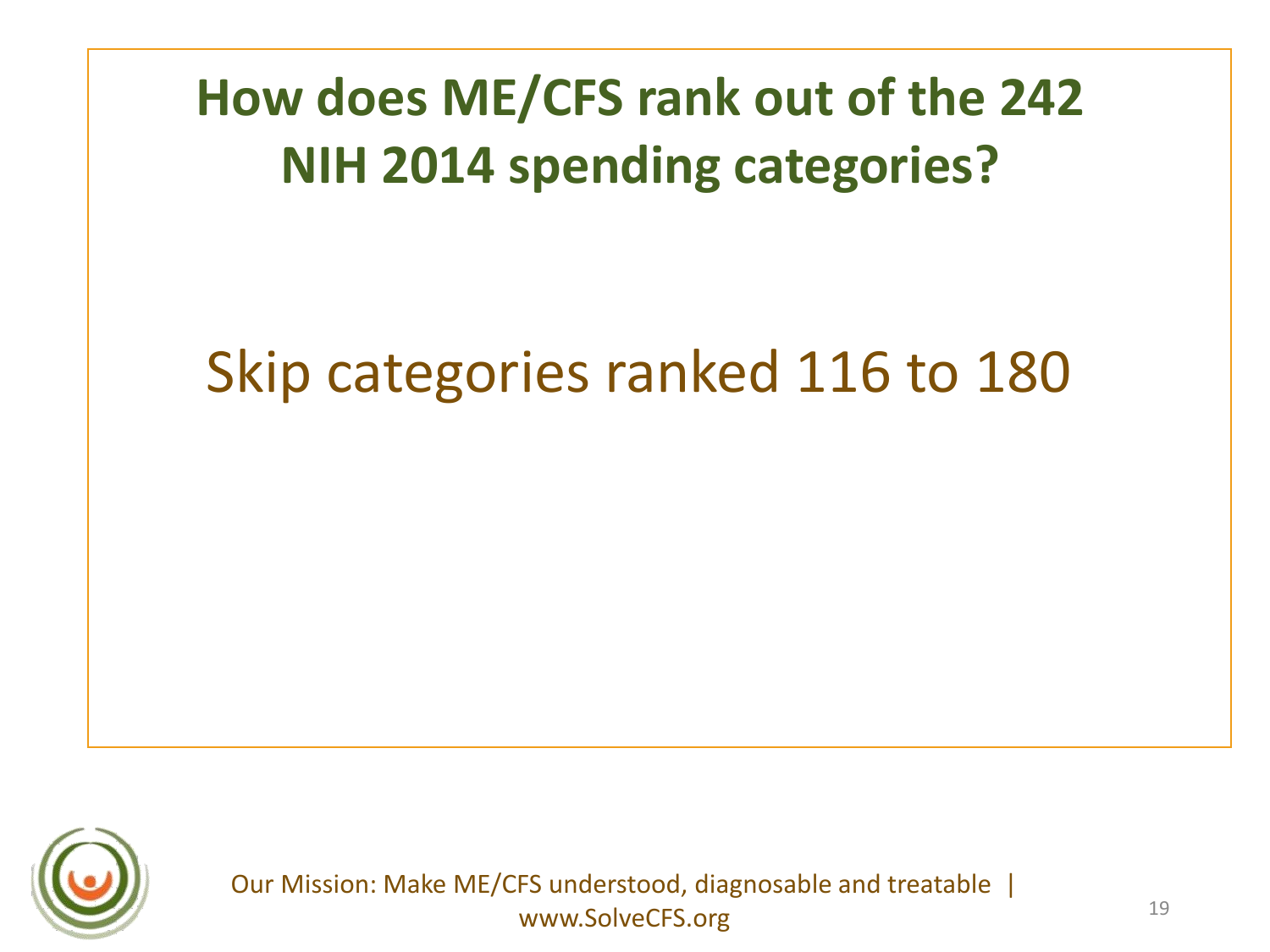# How does ME/CFS rank out of the 242 NIH 2014 spending categories?

Skip categories ranked 116 to 180

Our Mission: Make ME/CFS understood, diagnosable and treatable | www.SolveCFS.org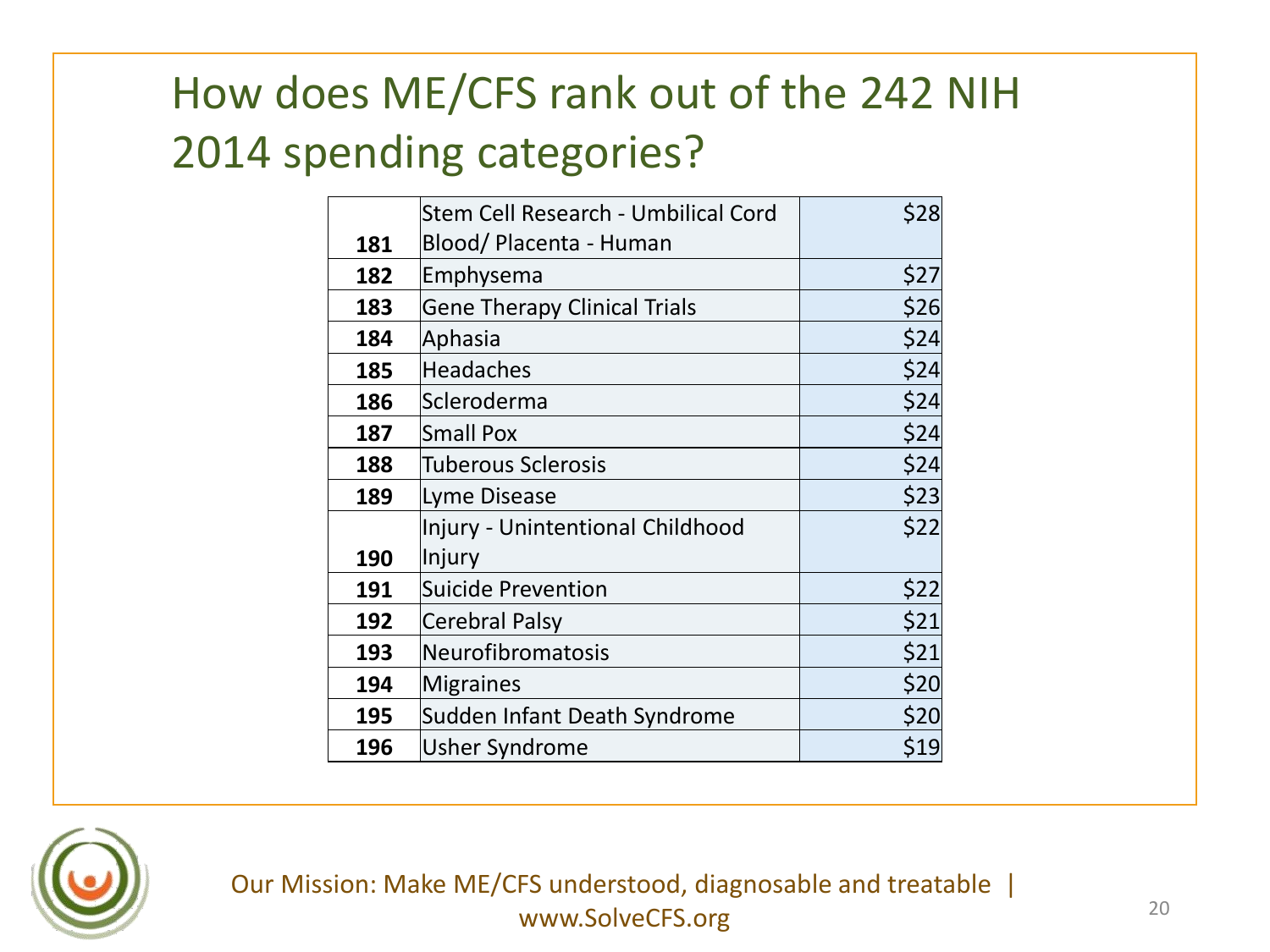# How does ME/CFS rank out of the 242 NIH 2014 spending categories?

| | | |
|---|---|---|
| **181** | Stem Cell Research - Umbilical Cord Blood/ Placenta - Human | $28 |
| **182** | Emphysema | $27 |
| **183** | Gene Therapy Clinical Trials | $26 |
| **184** | Aphasia | $24 |
| **185** | Headaches | $24 |
| **186** | Scleroderma | $24 |
| **187** | Small Pox | $24 |
| **188** | Tuberous Sclerosis | $24 |
| **189** | Lyme Disease | $23 |
| **190** | Injury - Unintentional Childhood Injury | $22 |
| **191** | Suicide Prevention | $22 |
| **192** | Cerebral Palsy | $21 |
| **193** | Neurofibromatosis | $21 |
| **194** | Migraines | $20 |
| **195** | Sudden Infant Death Syndrome | $20 |
| **196** | Usher Syndrome | $19 |

Our Mission: Make ME/CFS understood, diagnosable and treatable | www.SolveCFS.org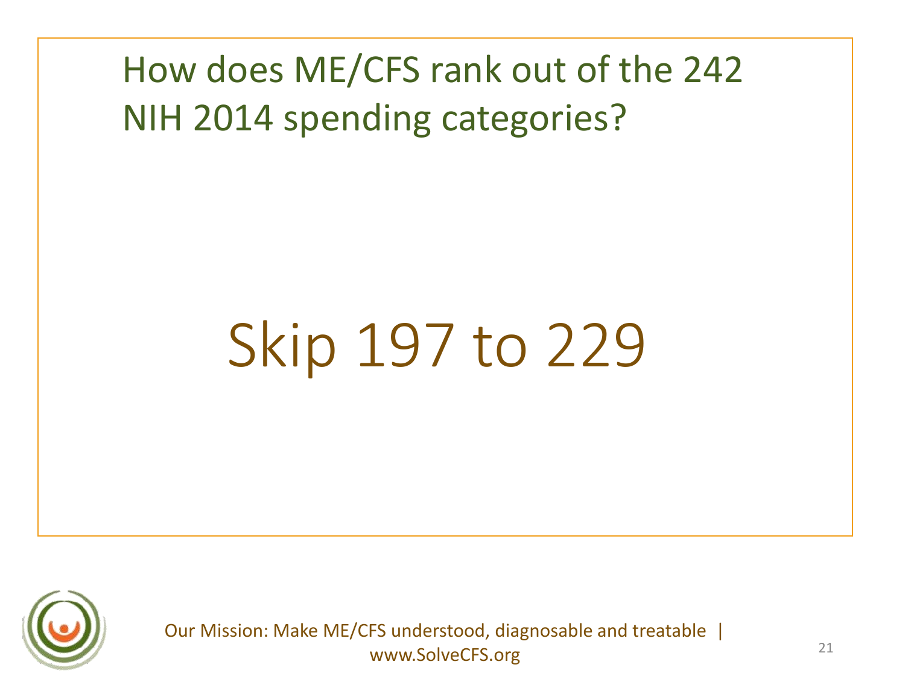# How does ME/CFS rank out of the 242 NIH 2014 spending categories?

Skip 197 to 229

Our Mission: Make ME/CFS understood, diagnosable and treatable | www.SolveCFS.org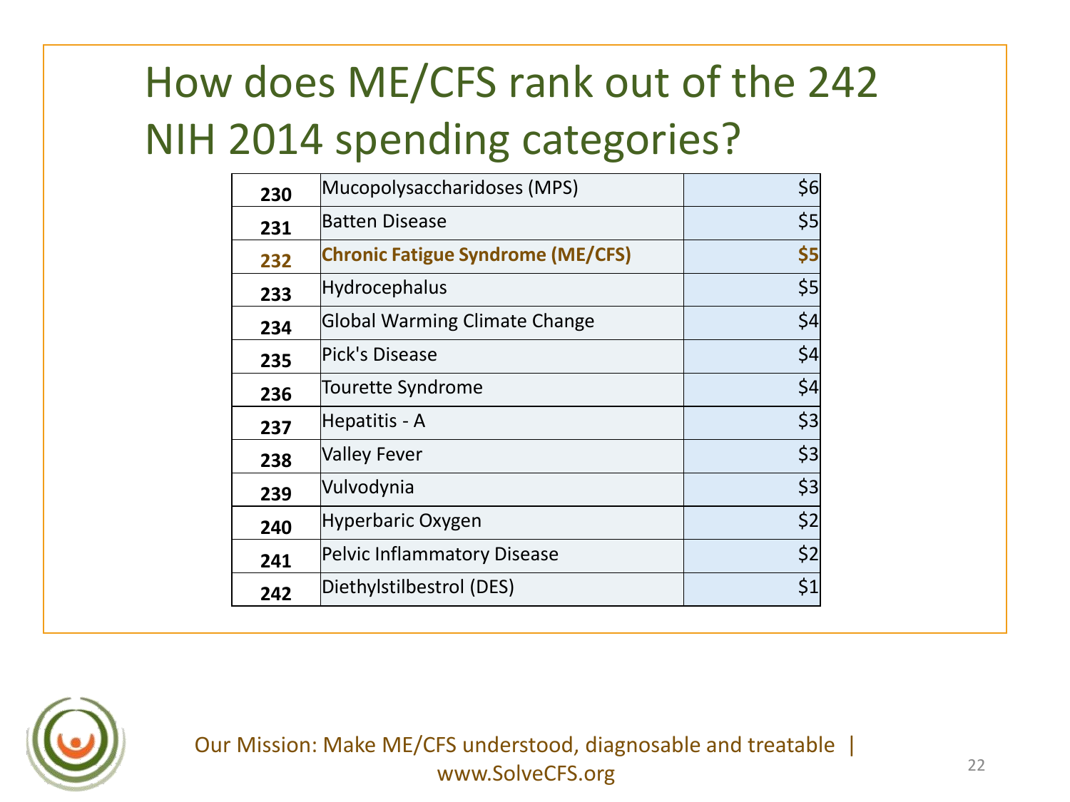# How does ME/CFS rank out of the 242 NIH 2014 spending categories?

| Rank | Category | Spending |
|---|---|---|
| 230 | Mucopolysaccharidoses (MPS) | $6 |
| 231 | Batten Disease | $5 |
| **232** | **Chronic Fatigue Syndrome (ME/CFS)** | **$5** |
| 233 | Hydrocephalus | $5 |
| 234 | Global Warming Climate Change | $4 |
| 235 | Pick's Disease | $4 |
| 236 | Tourette Syndrome | $4 |
| 237 | Hepatitis - A | $3 |
| 238 | Valley Fever | $3 |
| 239 | Vulvodynia | $3 |
| 240 | Hyperbaric Oxygen | $2 |
| 241 | Pelvic Inflammatory Disease | $2 |
| 242 | Diethylstilbestrol (DES) | $1 |

Our Mission: Make ME/CFS understood, diagnosable and treatable | www.SolveCFS.org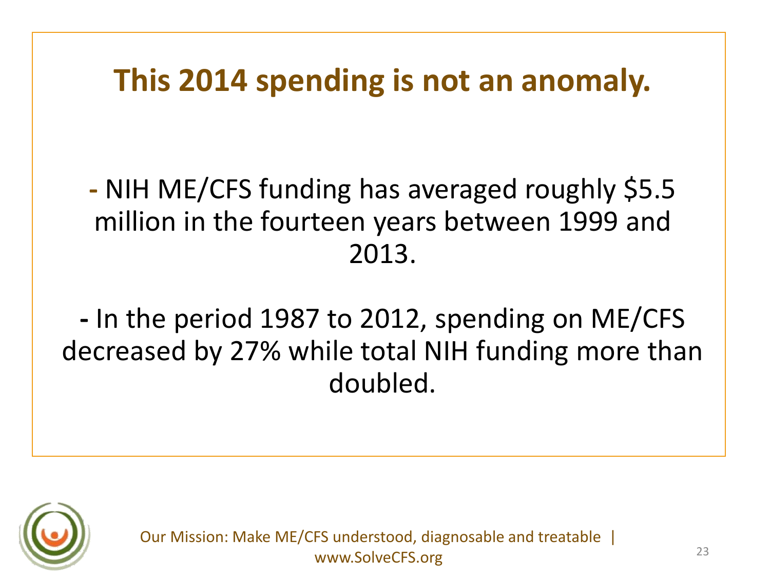# This 2014 spending is not an anomaly.

- NIH ME/CFS funding has averaged roughly $5.5 million in the fourteen years between 1999 and 2013.

- In the period 1987 to 2012, spending on ME/CFS decreased by 27% while total NIH funding more than doubled.

Our Mission: Make ME/CFS understood, diagnosable and treatable | www.SolveCFS.org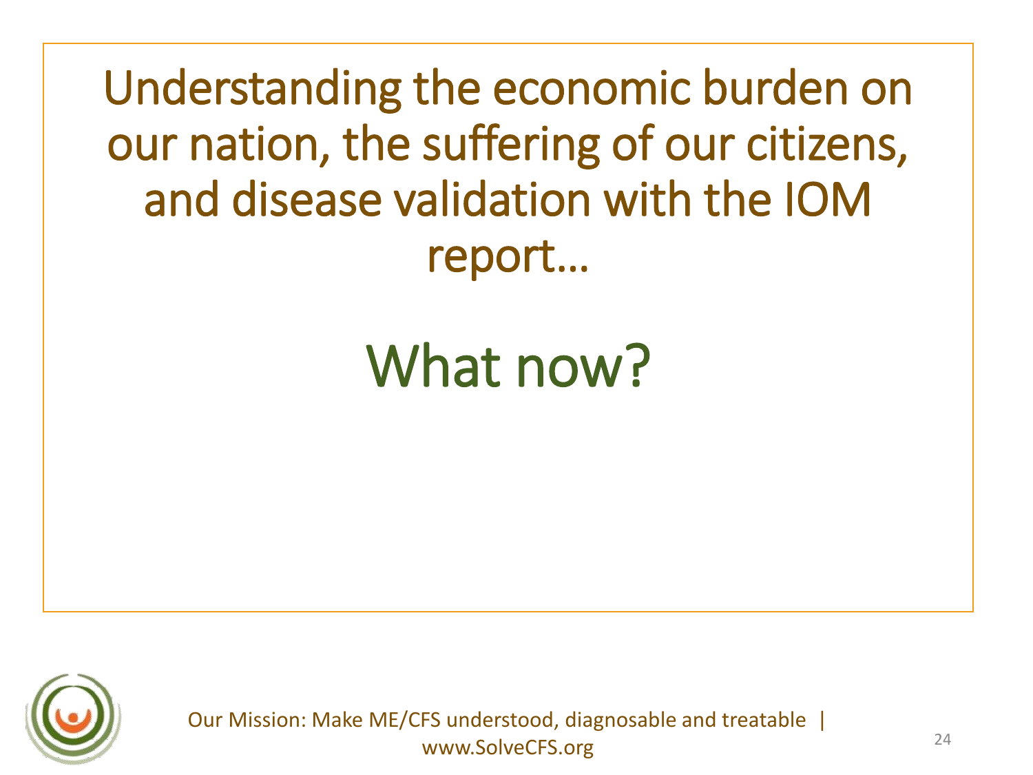Understanding the economic burden on our nation, the suffering of our citizens, and disease validation with the IOM report…

# What now?

Our Mission: Make ME/CFS understood, diagnosable and treatable | www.SolveCFS.org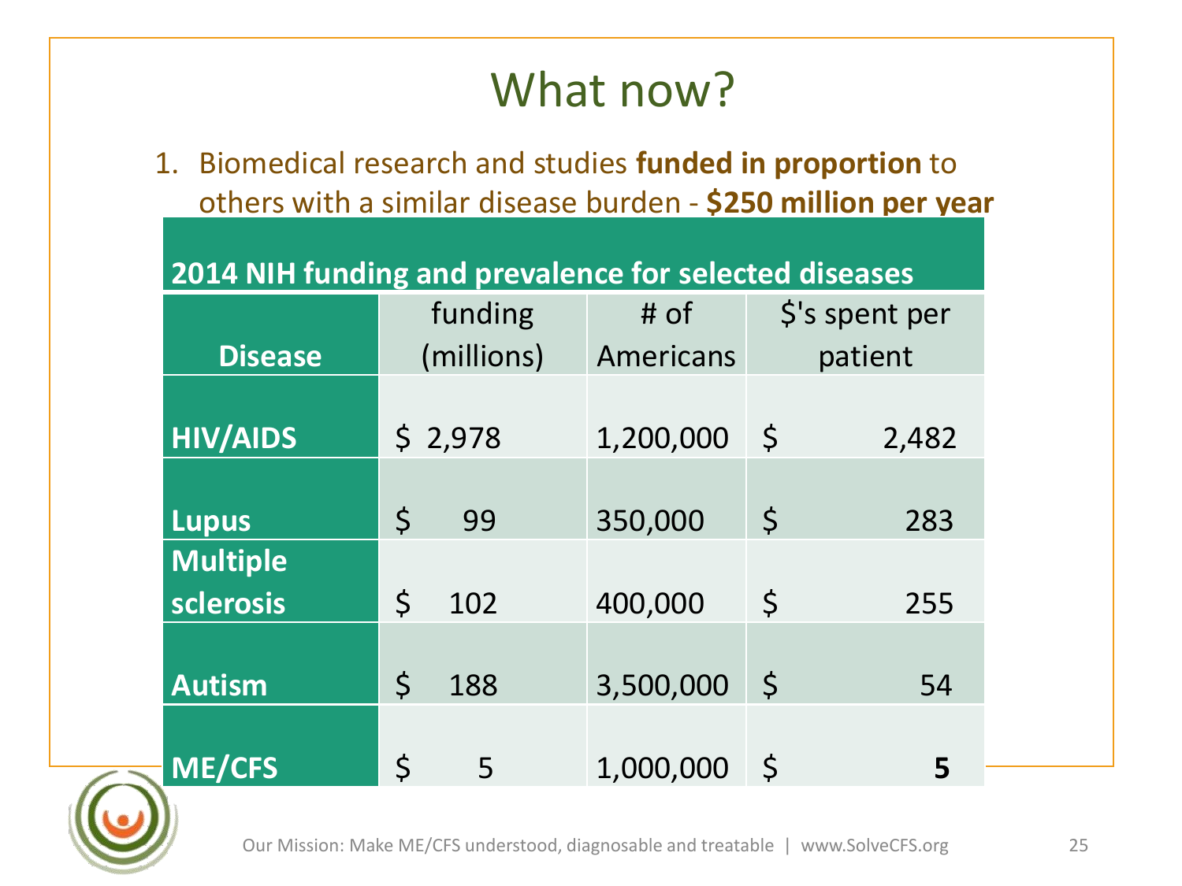# What now?

1. Biomedical research and studies **funded in proportion** to others with a similar disease burden - **$250 million per year**

**2014 NIH funding and prevalence for selected diseases**

| Disease | funding (millions) | # of Americans | $'s spent per patient |
|---|---|---|---|
| **HIV/AIDS** | $ 2,978 | 1,200,000 | $ 2,482 |
| **Lupus** | $ 99 | 350,000 | $ 283 |
| **Multiple sclerosis** | $ 102 | 400,000 | $ 255 |
| **Autism** | $ 188 | 3,500,000 | $ 54 |
| **ME/CFS** | $ 5 | 1,000,000 | $ **5** |

Our Mission: Make ME/CFS understood, diagnosable and treatable | www.SolveCFS.org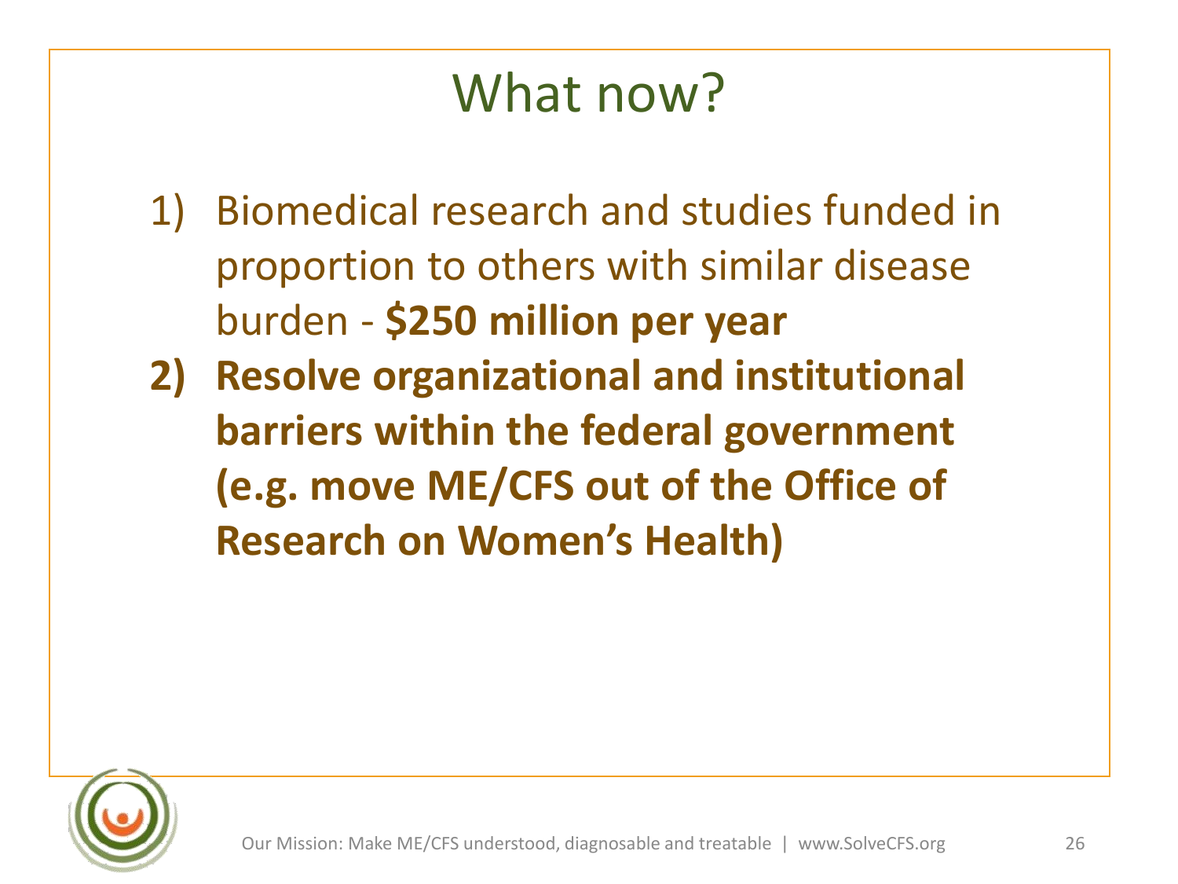# What now?

1) Biomedical research and studies funded in proportion to others with similar disease burden - **$250 million per year**
2) **Resolve organizational and institutional barriers within the federal government (e.g. move ME/CFS out of the Office of Research on Women's Health)**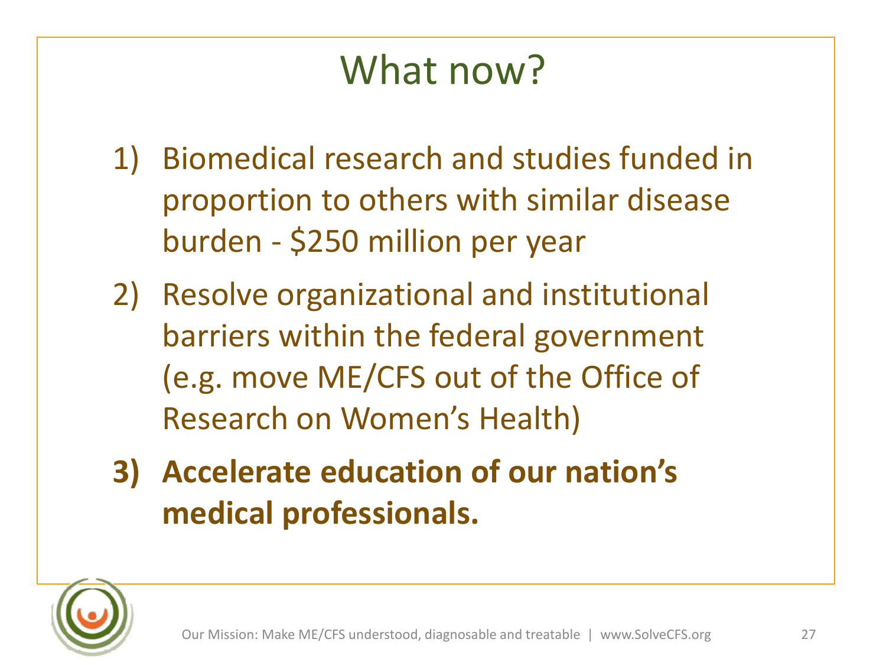# What now?

1) Biomedical research and studies funded in proportion to others with similar disease burden - $250 million per year
2) Resolve organizational and institutional barriers within the federal government (e.g. move ME/CFS out of the Office of Research on Women's Health)
3) **Accelerate education of our nation's medical professionals.**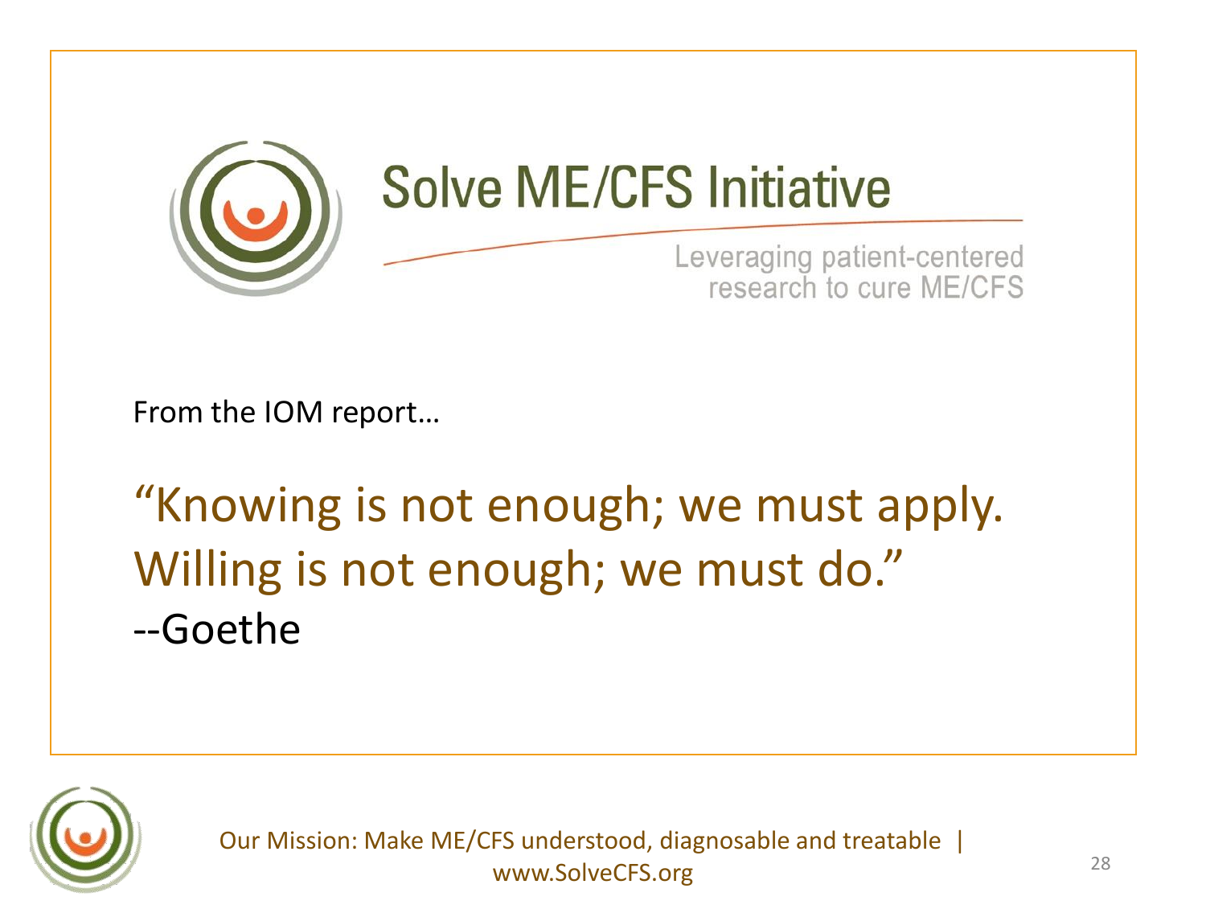# Solve ME/CFS Initiative

Leveraging patient-centered research to cure ME/CFS

From the IOM report…

"Knowing is not enough; we must apply. Willing is not enough; we must do."
--Goethe

Our Mission: Make ME/CFS understood, diagnosable and treatable | www.SolveCFS.org